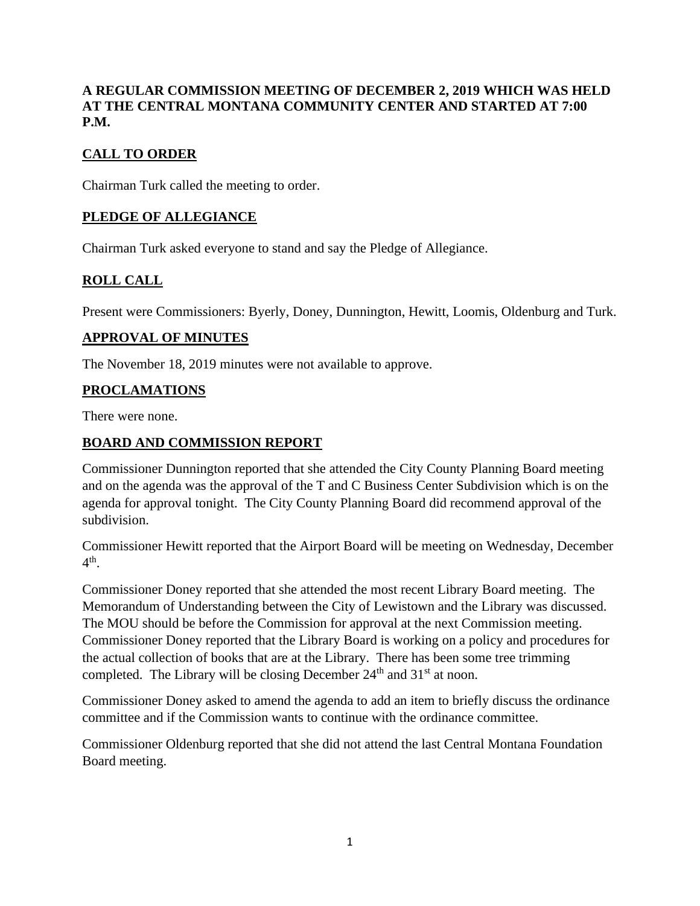**A REGULAR COMMISSION MEETING OF DECEMBER 2, 2019 WHICH WAS HELD AT THE CENTRAL MONTANA COMMUNITY CENTER AND STARTED AT 7:00 P.M.**

## CALL TO ORDER

Chairman Turk called the meeting to order.

## PLEDGE OF ALLEGIANCE

Chairman Turk asked everyone to stand and say the Pledge of Allegiance.

## ROLL CALL

Present were Commissioners: Byerly, Doney, Dunnington, Hewitt, Loomis, Oldenburg and Turk.

## APPROVAL OF MINUTES

The November 18, 2019 minutes were not available to approve.

## PROCLAMATIONS

There were none.

## BOARD AND COMMISSION REPORT

Commissioner Dunnington reported that she attended the City County Planning Board meeting and on the agenda was the approval of the T and C Business Center Subdivision which is on the agenda for approval tonight. The City County Planning Board did recommend approval of the subdivision.

Commissioner Hewitt reported that the Airport Board will be meeting on Wednesday, December 4th.

Commissioner Doney reported that she attended the most recent Library Board meeting. The Memorandum of Understanding between the City of Lewistown and the Library was discussed. The MOU should be before the Commission for approval at the next Commission meeting. Commissioner Doney reported that the Library Board is working on a policy and procedures for the actual collection of books that are at the Library. There has been some tree trimming completed. The Library will be closing December 24th and 31st at noon.

Commissioner Doney asked to amend the agenda to add an item to briefly discuss the ordinance committee and if the Commission wants to continue with the ordinance committee.

Commissioner Oldenburg reported that she did not attend the last Central Montana Foundation Board meeting.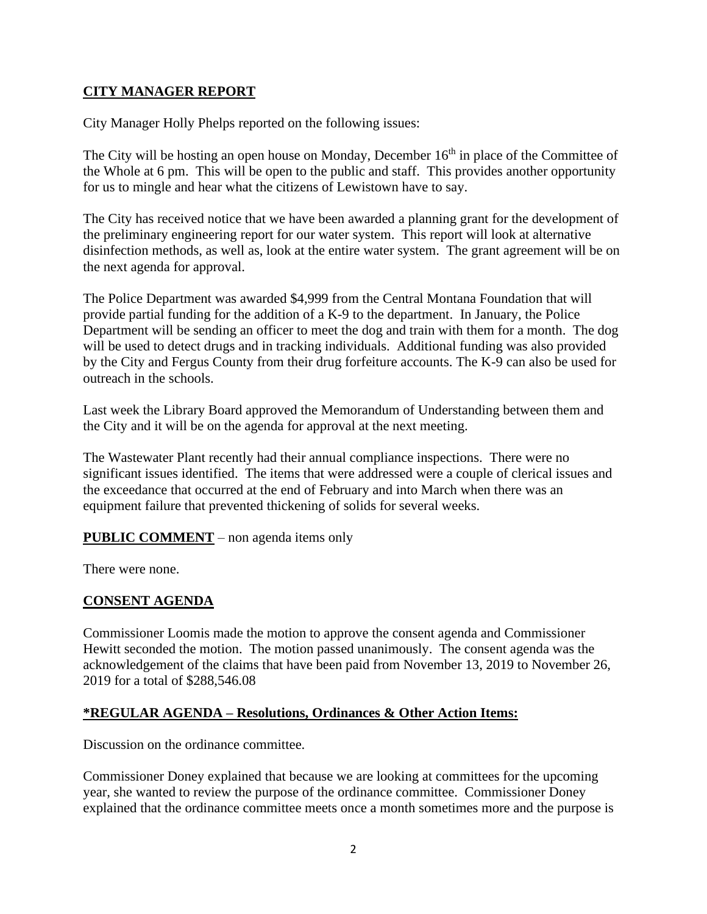## CITY MANAGER REPORT

City Manager Holly Phelps reported on the following issues:

The City will be hosting an open house on Monday, December 16th in place of the Committee of the Whole at 6 pm. This will be open to the public and staff. This provides another opportunity for us to mingle and hear what the citizens of Lewistown have to say.

The City has received notice that we have been awarded a planning grant for the development of the preliminary engineering report for our water system. This report will look at alternative disinfection methods, as well as, look at the entire water system. The grant agreement will be on the next agenda for approval.

The Police Department was awarded $4,999 from the Central Montana Foundation that will provide partial funding for the addition of a K-9 to the department. In January, the Police Department will be sending an officer to meet the dog and train with them for a month. The dog will be used to detect drugs and in tracking individuals. Additional funding was also provided by the City and Fergus County from their drug forfeiture accounts. The K-9 can also be used for outreach in the schools.

Last week the Library Board approved the Memorandum of Understanding between them and the City and it will be on the agenda for approval at the next meeting.

The Wastewater Plant recently had their annual compliance inspections. There were no significant issues identified. The items that were addressed were a couple of clerical issues and the exceedance that occurred at the end of February and into March when there was an equipment failure that prevented thickening of solids for several weeks.

**PUBLIC COMMENT** – non agenda items only

There were none.

## CONSENT AGENDA

Commissioner Loomis made the motion to approve the consent agenda and Commissioner Hewitt seconded the motion. The motion passed unanimously. The consent agenda was the acknowledgement of the claims that have been paid from November 13, 2019 to November 26, 2019 for a total of $288,546.08

## *REGULAR AGENDA – Resolutions, Ordinances & Other Action Items:

Discussion on the ordinance committee.

Commissioner Doney explained that because we are looking at committees for the upcoming year, she wanted to review the purpose of the ordinance committee. Commissioner Doney explained that the ordinance committee meets once a month sometimes more and the purpose is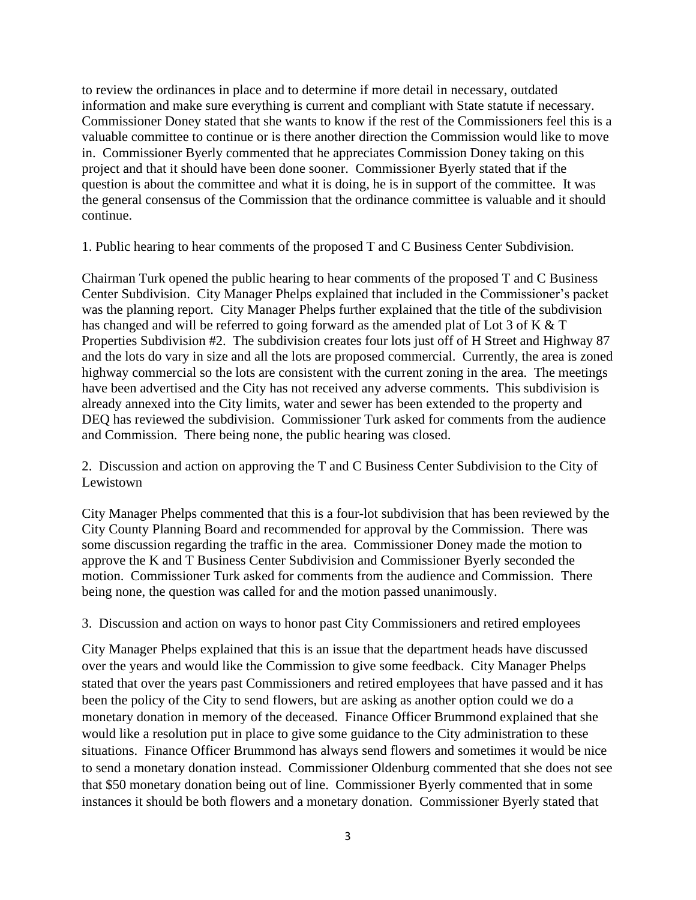to review the ordinances in place and to determine if more detail in necessary, outdated information and make sure everything is current and compliant with State statute if necessary. Commissioner Doney stated that she wants to know if the rest of the Commissioners feel this is a valuable committee to continue or is there another direction the Commission would like to move in. Commissioner Byerly commented that he appreciates Commission Doney taking on this project and that it should have been done sooner. Commissioner Byerly stated that if the question is about the committee and what it is doing, he is in support of the committee. It was the general consensus of the Commission that the ordinance committee is valuable and it should continue.

1. Public hearing to hear comments of the proposed T and C Business Center Subdivision.

Chairman Turk opened the public hearing to hear comments of the proposed T and C Business Center Subdivision. City Manager Phelps explained that included in the Commissioner's packet was the planning report. City Manager Phelps further explained that the title of the subdivision has changed and will be referred to going forward as the amended plat of Lot 3 of K & T Properties Subdivision #2. The subdivision creates four lots just off of H Street and Highway 87 and the lots do vary in size and all the lots are proposed commercial. Currently, the area is zoned highway commercial so the lots are consistent with the current zoning in the area. The meetings have been advertised and the City has not received any adverse comments. This subdivision is already annexed into the City limits, water and sewer has been extended to the property and DEQ has reviewed the subdivision. Commissioner Turk asked for comments from the audience and Commission. There being none, the public hearing was closed.

2. Discussion and action on approving the T and C Business Center Subdivision to the City of Lewistown

City Manager Phelps commented that this is a four-lot subdivision that has been reviewed by the City County Planning Board and recommended for approval by the Commission. There was some discussion regarding the traffic in the area. Commissioner Doney made the motion to approve the K and T Business Center Subdivision and Commissioner Byerly seconded the motion. Commissioner Turk asked for comments from the audience and Commission. There being none, the question was called for and the motion passed unanimously.

3. Discussion and action on ways to honor past City Commissioners and retired employees

City Manager Phelps explained that this is an issue that the department heads have discussed over the years and would like the Commission to give some feedback. City Manager Phelps stated that over the years past Commissioners and retired employees that have passed and it has been the policy of the City to send flowers, but are asking as another option could we do a monetary donation in memory of the deceased. Finance Officer Brummond explained that she would like a resolution put in place to give some guidance to the City administration to these situations. Finance Officer Brummond has always send flowers and sometimes it would be nice to send a monetary donation instead. Commissioner Oldenburg commented that she does not see that $50 monetary donation being out of line. Commissioner Byerly commented that in some instances it should be both flowers and a monetary donation. Commissioner Byerly stated that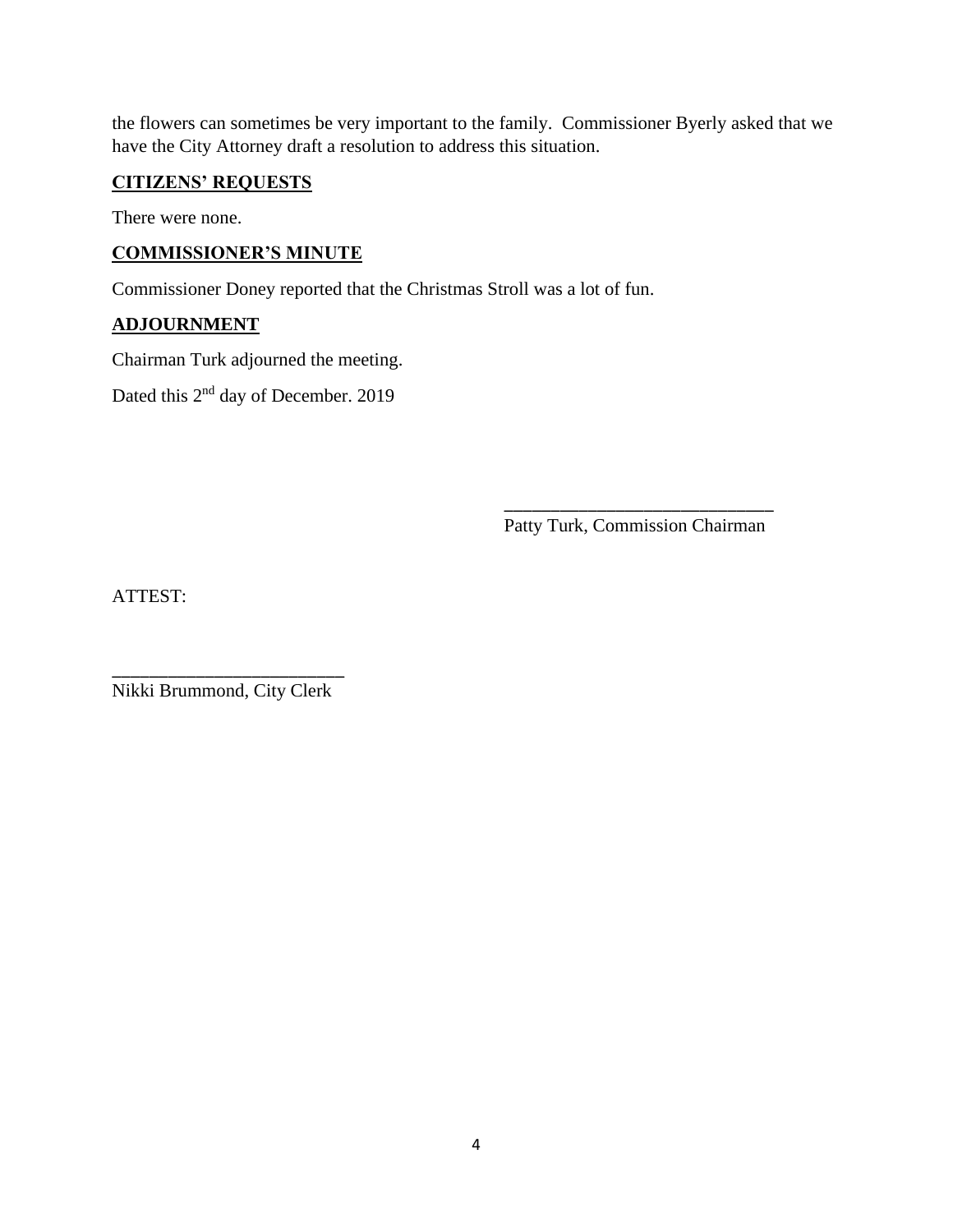the flowers can sometimes be very important to the family. Commissioner Byerly asked that we have the City Attorney draft a resolution to address this situation.

## CITIZENS' REQUESTS

There were none.

## COMMISSIONER'S MINUTE

Commissioner Doney reported that the Christmas Stroll was a lot of fun.

## ADJOURNMENT

Chairman Turk adjourned the meeting.

Dated this 2nd day of December. 2019

\_\_\_\_\_\_\_\_\_\_\_\_\_\_\_\_\_\_\_\_\_\_\_\_\_\_\_\_
Patty Turk, Commission Chairman

ATTEST:

\_\_\_\_\_\_\_\_\_\_\_\_\_\_\_\_\_\_\_\_\_\_\_\_\_
Nikki Brummond, City Clerk